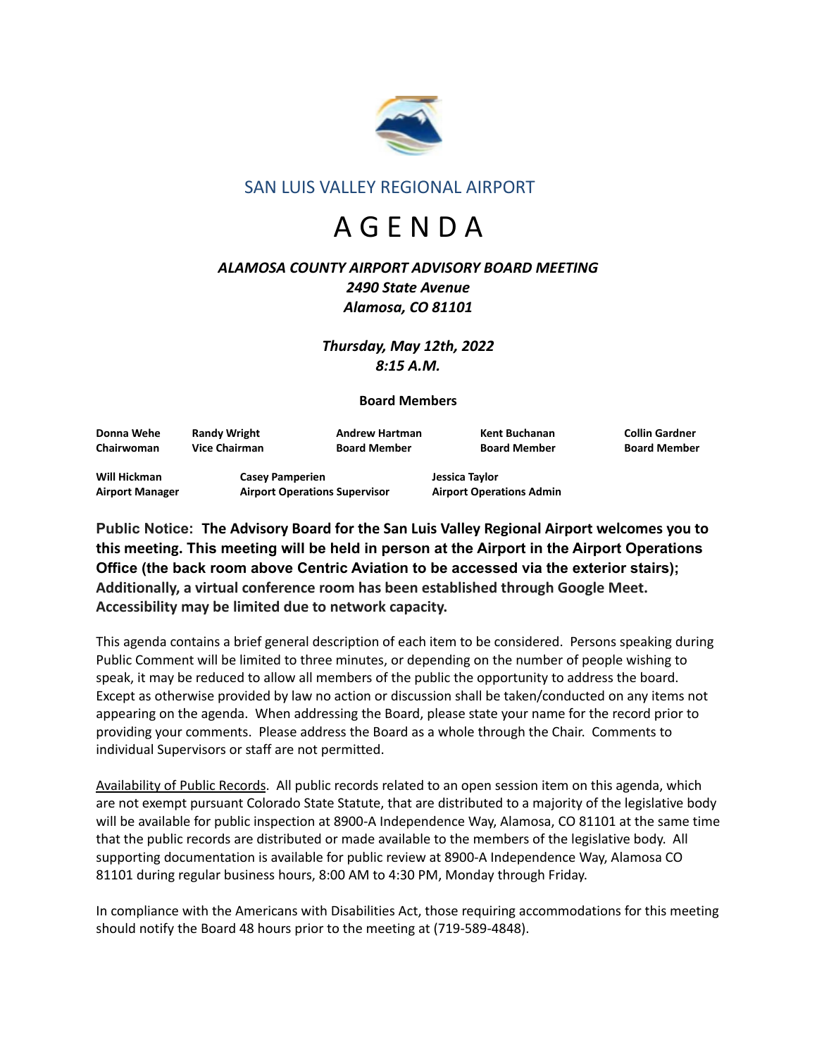## SAN LUIS VALLEY REGIONAL AIRPORT

# A G E N D A

***ALAMOSA COUNTY AIRPORT ADVISORY BOARD MEETING***
***2490 State Avenue***
***Alamosa, CO 81101***

***Thursday, May 12th, 2022***
***8:15 A.M.***

**Board Members**

| **Donna Wehe** | **Randy Wright** | **Andrew Hartman** | **Kent Buchanan** | **Collin Gardner** |
|---|---|---|---|---|
| **Chairwoman** | **Vice Chairman** | **Board Member** | **Board Member** | **Board Member** |

| **Will Hickman** | **Casey Pamperien** | **Jessica Taylor** |
|---|---|---|
| **Airport Manager** | **Airport Operations Supervisor** | **Airport Operations Admin** |

**Public Notice: The Advisory Board for the San Luis Valley Regional Airport welcomes you to this meeting. This meeting will be held in person at the Airport in the Airport Operations Office (the back room above Centric Aviation to be accessed via the exterior stairs); Additionally, a virtual conference room has been established through Google Meet. Accessibility may be limited due to network capacity.**

This agenda contains a brief general description of each item to be considered. Persons speaking during Public Comment will be limited to three minutes, or depending on the number of people wishing to speak, it may be reduced to allow all members of the public the opportunity to address the board. Except as otherwise provided by law no action or discussion shall be taken/conducted on any items not appearing on the agenda. When addressing the Board, please state your name for the record prior to providing your comments. Please address the Board as a whole through the Chair. Comments to individual Supervisors or staff are not permitted.

<u>Availability of Public Records</u>. All public records related to an open session item on this agenda, which are not exempt pursuant Colorado State Statute, that are distributed to a majority of the legislative body will be available for public inspection at 8900-A Independence Way, Alamosa, CO 81101 at the same time that the public records are distributed or made available to the members of the legislative body. All supporting documentation is available for public review at 8900-A Independence Way, Alamosa CO 81101 during regular business hours, 8:00 AM to 4:30 PM, Monday through Friday.

In compliance with the Americans with Disabilities Act, those requiring accommodations for this meeting should notify the Board 48 hours prior to the meeting at (719-589-4848).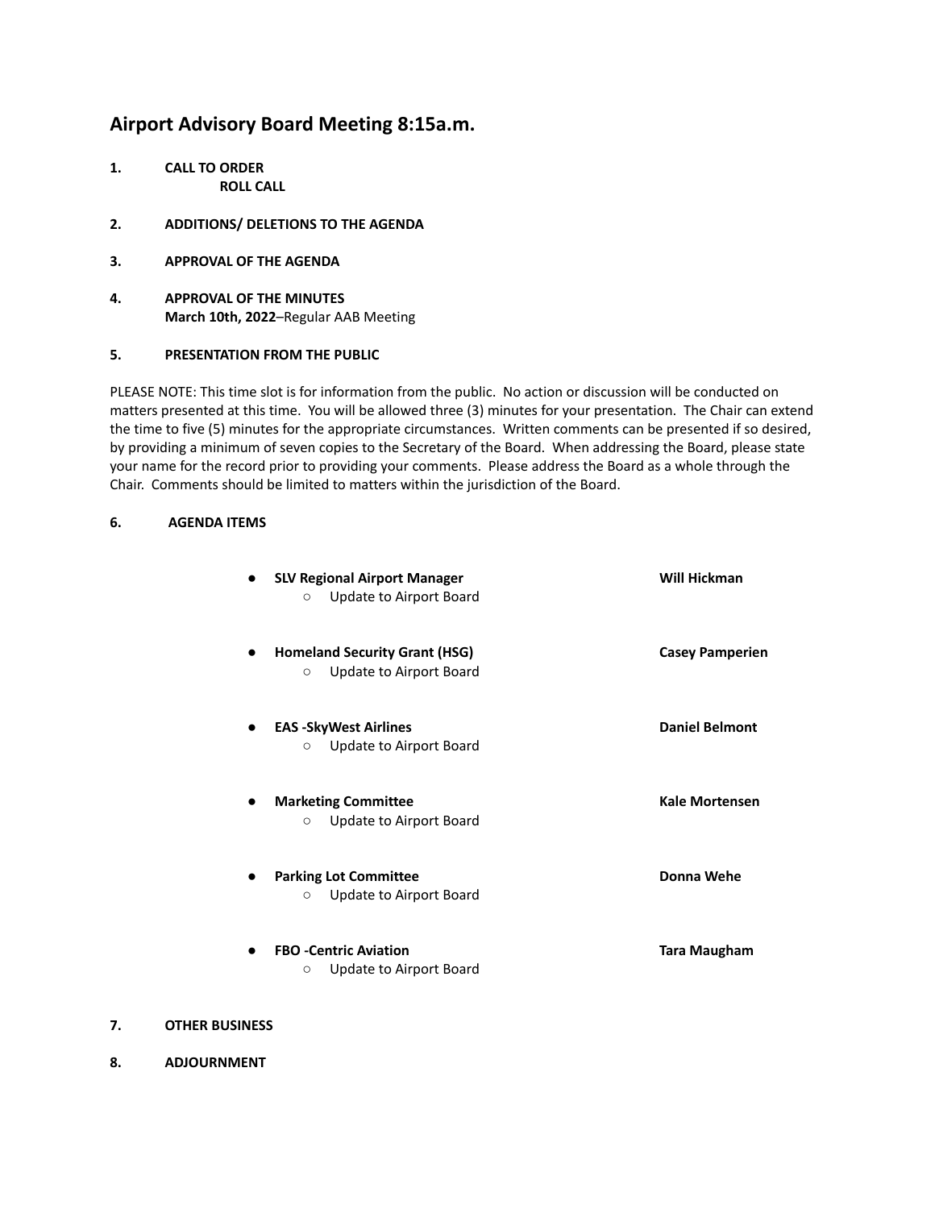# Airport Advisory Board Meeting 8:15a.m.

1. **CALL TO ORDER**
   **ROLL CALL**

2. **ADDITIONS/ DELETIONS TO THE AGENDA**

3. **APPROVAL OF THE AGENDA**

4. **APPROVAL OF THE MINUTES**
   **March 10th, 2022**–Regular AAB Meeting

5. **PRESENTATION FROM THE PUBLIC**

PLEASE NOTE: This time slot is for information from the public. No action or discussion will be conducted on matters presented at this time. You will be allowed three (3) minutes for your presentation. The Chair can extend the time to five (5) minutes for the appropriate circumstances. Written comments can be presented if so desired, by providing a minimum of seven copies to the Secretary of the Board. When addressing the Board, please state your name for the record prior to providing your comments. Please address the Board as a whole through the Chair. Comments should be limited to matters within the jurisdiction of the Board.

6. **AGENDA ITEMS**

- **SLV Regional Airport Manager** — **Will Hickman**
  - Update to Airport Board

- **Homeland Security Grant (HSG)** — **Casey Pamperien**
  - Update to Airport Board

- **EAS -SkyWest Airlines** — **Daniel Belmont**
  - Update to Airport Board

- **Marketing Committee** — **Kale Mortensen**
  - Update to Airport Board

- **Parking Lot Committee** — **Donna Wehe**
  - Update to Airport Board

- **FBO -Centric Aviation** — **Tara Maugham**
  - Update to Airport Board

7. **OTHER BUSINESS**

8. **ADJOURNMENT**